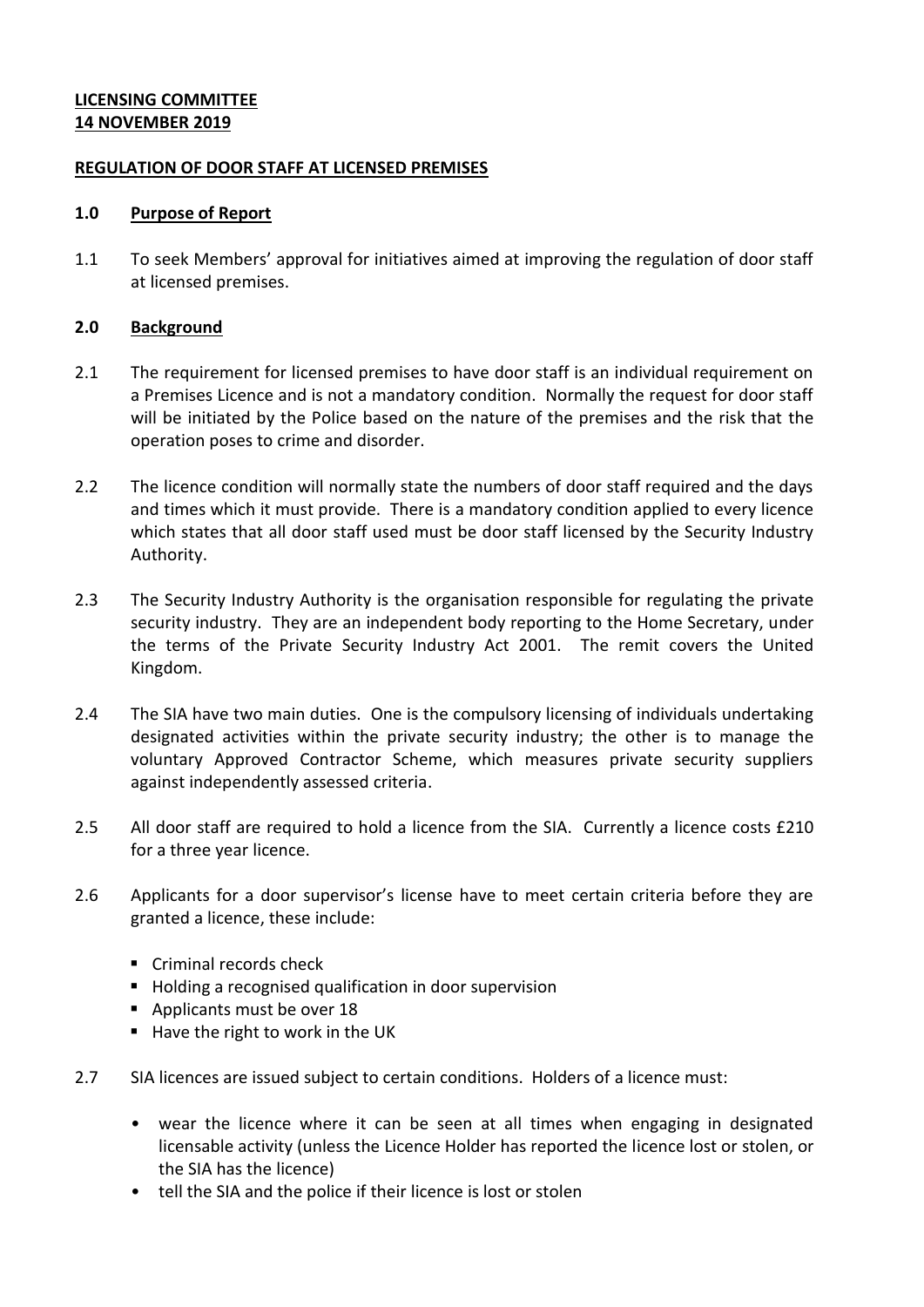**LICENSING COMMITTEE**
**14 NOVEMBER 2019**

**REGULATION OF DOOR STAFF AT LICENSED PREMISES**

## 1.0 Purpose of Report

1.1 To seek Members' approval for initiatives aimed at improving the regulation of door staff at licensed premises.

## 2.0 Background

2.1 The requirement for licensed premises to have door staff is an individual requirement on a Premises Licence and is not a mandatory condition. Normally the request for door staff will be initiated by the Police based on the nature of the premises and the risk that the operation poses to crime and disorder.

2.2 The licence condition will normally state the numbers of door staff required and the days and times which it must provide. There is a mandatory condition applied to every licence which states that all door staff used must be door staff licensed by the Security Industry Authority.

2.3 The Security Industry Authority is the organisation responsible for regulating the private security industry. They are an independent body reporting to the Home Secretary, under the terms of the Private Security Industry Act 2001. The remit covers the United Kingdom.

2.4 The SIA have two main duties. One is the compulsory licensing of individuals undertaking designated activities within the private security industry; the other is to manage the voluntary Approved Contractor Scheme, which measures private security suppliers against independently assessed criteria.

2.5 All door staff are required to hold a licence from the SIA. Currently a licence costs £210 for a three year licence.

2.6 Applicants for a door supervisor's license have to meet certain criteria before they are granted a licence, these include:

- Criminal records check
- Holding a recognised qualification in door supervision
- Applicants must be over 18
- Have the right to work in the UK

2.7 SIA licences are issued subject to certain conditions. Holders of a licence must:

- wear the licence where it can be seen at all times when engaging in designated licensable activity (unless the Licence Holder has reported the licence lost or stolen, or the SIA has the licence)
- tell the SIA and the police if their licence is lost or stolen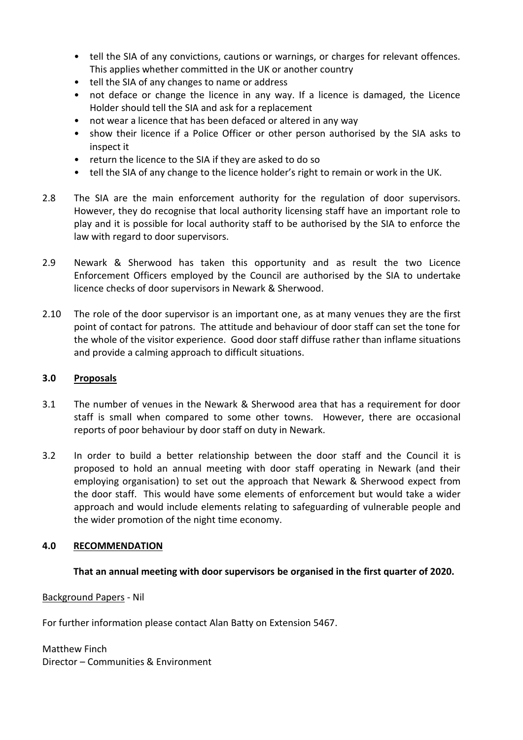- tell the SIA of any convictions, cautions or warnings, or charges for relevant offences. This applies whether committed in the UK or another country
- tell the SIA of any changes to name or address
- not deface or change the licence in any way. If a licence is damaged, the Licence Holder should tell the SIA and ask for a replacement
- not wear a licence that has been defaced or altered in any way
- show their licence if a Police Officer or other person authorised by the SIA asks to inspect it
- return the licence to the SIA if they are asked to do so
- tell the SIA of any change to the licence holder's right to remain or work in the UK.

2.8 The SIA are the main enforcement authority for the regulation of door supervisors. However, they do recognise that local authority licensing staff have an important role to play and it is possible for local authority staff to be authorised by the SIA to enforce the law with regard to door supervisors.

2.9 Newark & Sherwood has taken this opportunity and as result the two Licence Enforcement Officers employed by the Council are authorised by the SIA to undertake licence checks of door supervisors in Newark & Sherwood.

2.10 The role of the door supervisor is an important one, as at many venues they are the first point of contact for patrons. The attitude and behaviour of door staff can set the tone for the whole of the visitor experience. Good door staff diffuse rather than inflame situations and provide a calming approach to difficult situations.

## 3.0 Proposals

3.1 The number of venues in the Newark & Sherwood area that has a requirement for door staff is small when compared to some other towns. However, there are occasional reports of poor behaviour by door staff on duty in Newark.

3.2 In order to build a better relationship between the door staff and the Council it is proposed to hold an annual meeting with door staff operating in Newark (and their employing organisation) to set out the approach that Newark & Sherwood expect from the door staff. This would have some elements of enforcement but would take a wider approach and would include elements relating to safeguarding of vulnerable people and the wider promotion of the night time economy.

## 4.0 RECOMMENDATION

**That an annual meeting with door supervisors be organised in the first quarter of 2020.**

Background Papers - Nil

For further information please contact Alan Batty on Extension 5467.

Matthew Finch
Director – Communities & Environment